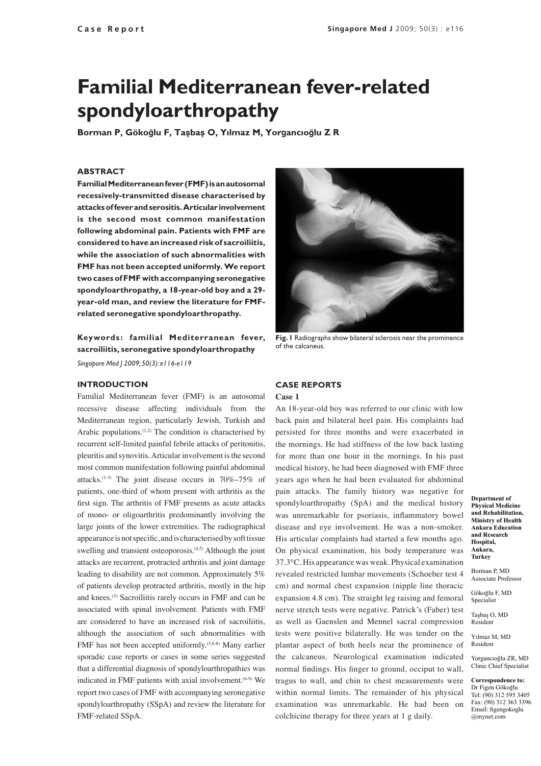Case Report

# Familial Mediterranean fever-related spondyloarthropathy

**Borman P, Gökoğlu F, Taşbaş O, Yılmaz M, Yorgancıoğlu Z R**

## ABSTRACT

**Familial Mediterranean fever (FMF) is an autosomal recessively-transmitted disease characterised by attacks of fever and serositis. Articular involvement is the second most common manifestation following abdominal pain. Patients with FMF are considered to have an increased risk of sacroiliitis, while the association of such abnormalities with FMF has not been accepted uniformly. We report two cases of FMF with accompanying seronegative spondyloarthropathy, a 18-year-old boy and a 29-year-old man, and review the literature for FMF-related seronegative spondyloarthropathy.**

**Keywords: familial Mediterranean fever, sacroiliitis, seronegative spondyloarthropathy**

*Singapore Med J 2009; 50(3): e116-e119*

## INTRODUCTION

Familial Mediterranean fever (FMF) is an autosomal recessive disease affecting individuals from the Mediterranean region, particularly Jewish, Turkish and Arabic populations.[1,2] The condition is characterised by recurrent self-limited painful febrile attacks of peritonitis, pleuritis and synovitis. Articular involvement is the second most common manifestation following painful abdominal attacks.[1-3] The joint disease occurs in 70%–75% of patients, one-third of whom present with arthritis as the first sign. The arthritis of FMF presents as acute attacks of mono- or oligoarthritis predominantly involving the large joints of the lower extremities. The radiographical appearance is not specific, and is characterised by soft tissue swelling and transient osteoporosis.[4,5] Although the joint attacks are recurrent, protracted arthritis and joint damage leading to disability are not common. Approximately 5% of patients develop protracted arthritis, mostly in the hip and knees.[5] Sacroiliitis rarely occurs in FMF and can be associated with spinal involvement. Patients with FMF are considered to have an increased risk of sacroiliitis, although the association of such abnormalities with FMF has not been accepted uniformly.[3,6-8] Many earlier sporadic case reports or cases in some series suggested that a differential diagnosis of spondyloarthropathies was indicated in FMF patients with axial involvement.[6-9] We report two cases of FMF with accompanying seronegative spondyloarthropathy (SSpA) and review the literature for FMF-related SSpA.

**Fig. 1** Radiographs show bilateral sclerosis near the prominence of the calcaneus.

## CASE REPORTS

### Case 1

An 18-year-old boy was referred to our clinic with low back pain and bilateral heel pain. His complaints had persisted for three months and were exacerbated in the mornings. He had stiffness of the low back lasting for more than one hour in the mornings. In his past medical history, he had been diagnosed with FMF three years ago when he had been evaluated for abdominal pain attacks. The family history was negative for spondyloarthropathy (SpA) and the medical history was unremarkable for psoriasis, inflammatory bowel disease and eye involvement. He was a non-smoker. His articular complaints had started a few months ago. On physical examination, his body temperature was 37.3°C. His appearance was weak. Physical examination revealed restricted lumbar movements (Schoeber test 4 cm) and normal chest expansion (nipple line thoracic expansion 4.8 cm). The straight leg raising and femoral nerve stretch tests were negative. Patrick's (Faber) test as well as Gaenslen and Mennel sacral compression tests were positive bilaterally. He was tender on the plantar aspect of both heels near the prominence of the calcaneus. Neurological examination indicated normal findings. His finger to ground, occiput to wall, tragus to wall, and chin to chest measurements were within normal limits. The remainder of his physical examination was unremarkable. He had been on colchicine therapy for three years at 1 g daily.

Department of Physical Medicine and Rehabilitation, Ministry of Health Ankara Education and Research Hospital, Ankara, Turkey

Borman P, MD
Associate Professor

Gökoğlu F, MD
Specialist

Taşbaş O, MD
Resident

Yılmaz M, MD
Resident

Yorgancıoğlu ZR, MD
Clinic Chief Specialist

**Correspondence to:**
Dr Figen Gökoğlu
Tel: (90) 312 595 3405
Fax: (90) 312 363 3396
Email: figengokoglu@mynet.com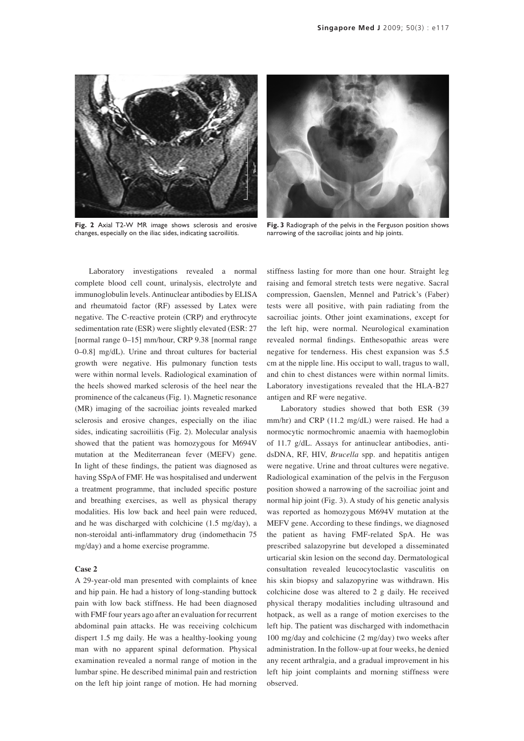Fig. 2 Axial T2-W MR image shows sclerosis and erosive changes, especially on the iliac sides, indicating sacroiliitis.

Fig. 3 Radiograph of the pelvis in the Ferguson position shows narrowing of the sacroiliac joints and hip joints.

Laboratory investigations revealed a normal complete blood cell count, urinalysis, electrolyte and immunoglobulin levels. Antinuclear antibodies by ELISA and rheumatoid factor (RF) assessed by Latex were negative. The C-reactive protein (CRP) and erythrocyte sedimentation rate (ESR) were slightly elevated (ESR: 27 [normal range 0–15] mm/hour, CRP 9.38 [normal range 0–0.8] mg/dL). Urine and throat cultures for bacterial growth were negative. His pulmonary function tests were within normal levels. Radiological examination of the heels showed marked sclerosis of the heel near the prominence of the calcaneus (Fig. 1). Magnetic resonance (MR) imaging of the sacroiliac joints revealed marked sclerosis and erosive changes, especially on the iliac sides, indicating sacroiliitis (Fig. 2). Molecular analysis showed that the patient was homozygous for M694V mutation at the Mediterranean fever (MEFV) gene. In light of these findings, the patient was diagnosed as having SSpA of FMF. He was hospitalised and underwent a treatment programme, that included specific posture and breathing exercises, as well as physical therapy modalities. His low back and heel pain were reduced, and he was discharged with colchicine (1.5 mg/day), a non-steroidal anti-inflammatory drug (indomethacin 75 mg/day) and a home exercise programme.

**Case 2**

A 29-year-old man presented with complaints of knee and hip pain. He had a history of long-standing buttock pain with low back stiffness. He had been diagnosed with FMF four years ago after an evaluation for recurrent abdominal pain attacks. He was receiving colchicum dispert 1.5 mg daily. He was a healthy-looking young man with no apparent spinal deformation. Physical examination revealed a normal range of motion in the lumbar spine. He described minimal pain and restriction on the left hip joint range of motion. He had morning stiffness lasting for more than one hour. Straight leg raising and femoral stretch tests were negative. Sacral compression, Gaenslen, Mennel and Patrick's (Faber) tests were all positive, with pain radiating from the sacroiliac joints. Other joint examinations, except for the left hip, were normal. Neurological examination revealed normal findings. Enthesopathic areas were negative for tenderness. His chest expansion was 5.5 cm at the nipple line. His occiput to wall, tragus to wall, and chin to chest distances were within normal limits. Laboratory investigations revealed that the HLA-B27 antigen and RF were negative.

Laboratory studies showed that both ESR (39 mm/hr) and CRP (11.2 mg/dL) were raised. He had a normocytic normochromic anaemia with haemoglobin of 11.7 g/dL. Assays for antinuclear antibodies, anti-dsDNA, RF, HIV, *Brucella* spp. and hepatitis antigen were negative. Urine and throat cultures were negative. Radiological examination of the pelvis in the Ferguson position showed a narrowing of the sacroiliac joint and normal hip joint (Fig. 3). A study of his genetic analysis was reported as homozygous M694V mutation at the MEFV gene. According to these findings, we diagnosed the patient as having FMF-related SpA. He was prescribed salazopyrine but developed a disseminated urticarial skin lesion on the second day. Dermatological consultation revealed leucocytoclastic vasculitis on his skin biopsy and salazopyrine was withdrawn. His colchicine dose was altered to 2 g daily. He received physical therapy modalities including ultrasound and hotpack, as well as a range of motion exercises to the left hip. The patient was discharged with indomethacin 100 mg/day and colchicine (2 mg/day) two weeks after administration. In the follow-up at four weeks, he denied any recent arthralgia, and a gradual improvement in his left hip joint complaints and morning stiffness were observed.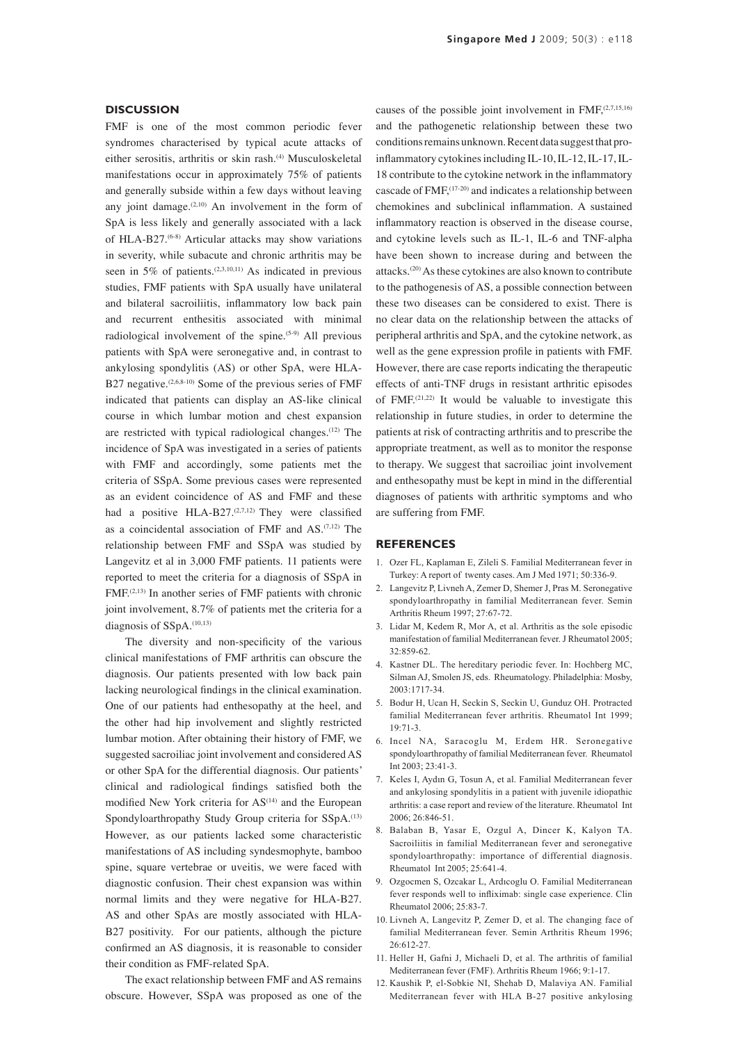## DISCUSSION

FMF is one of the most common periodic fever syndromes characterised by typical acute attacks of either serositis, arthritis or skin rash.[4] Musculoskeletal manifestations occur in approximately 75% of patients and generally subside within a few days without leaving any joint damage.[2,10] An involvement in the form of SpA is less likely and generally associated with a lack of HLA-B27.[6-8] Articular attacks may show variations in severity, while subacute and chronic arthritis may be seen in 5% of patients.[2,3,10,11] As indicated in previous studies, FMF patients with SpA usually have unilateral and bilateral sacroiliitis, inflammatory low back pain and recurrent enthesitis associated with minimal radiological involvement of the spine.[5-9] All previous patients with SpA were seronegative and, in contrast to ankylosing spondylitis (AS) or other SpA, were HLA-B27 negative.[2,6,8-10] Some of the previous series of FMF indicated that patients can display an AS-like clinical course in which lumbar motion and chest expansion are restricted with typical radiological changes.[12] The incidence of SpA was investigated in a series of patients with FMF and accordingly, some patients met the criteria of SSpA. Some previous cases were represented as an evident coincidence of AS and FMF and these had a positive HLA-B27.[2,7,12] They were classified as a coincidental association of FMF and AS.[7,12] The relationship between FMF and SSpA was studied by Langevitz et al in 3,000 FMF patients. 11 patients were reported to meet the criteria for a diagnosis of SSpA in FMF.[2,13] In another series of FMF patients with chronic joint involvement, 8.7% of patients met the criteria for a diagnosis of SSpA.[10,13]

The diversity and non-specificity of the various clinical manifestations of FMF arthritis can obscure the diagnosis. Our patients presented with low back pain lacking neurological findings in the clinical examination. One of our patients had enthesopathy at the heel, and the other had hip involvement and slightly restricted lumbar motion. After obtaining their history of FMF, we suggested sacroiliac joint involvement and considered AS or other SpA for the differential diagnosis. Our patients' clinical and radiological findings satisfied both the modified New York criteria for AS[14] and the European Spondyloarthropathy Study Group criteria for SSpA.[13] However, as our patients lacked some characteristic manifestations of AS including syndesmophyte, bamboo spine, square vertebrae or uveitis, we were faced with diagnostic confusion. Their chest expansion was within normal limits and they were negative for HLA-B27. AS and other SpAs are mostly associated with HLA-B27 positivity. For our patients, although the picture confirmed an AS diagnosis, it is reasonable to consider their condition as FMF-related SpA.

The exact relationship between FMF and AS remains obscure. However, SSpA was proposed as one of the causes of the possible joint involvement in FMF,[2,7,15,16] and the pathogenetic relationship between these two conditions remains unknown. Recent data suggest that pro-inflammatory cytokines including IL-10, IL-12, IL-17, IL-18 contribute to the cytokine network in the inflammatory cascade of FMF,[17-20] and indicates a relationship between chemokines and subclinical inflammation. A sustained inflammatory reaction is observed in the disease course, and cytokine levels such as IL-1, IL-6 and TNF-alpha have been shown to increase during and between the attacks.[20] As these cytokines are also known to contribute to the pathogenesis of AS, a possible connection between these two diseases can be considered to exist. There is no clear data on the relationship between the attacks of peripheral arthritis and SpA, and the cytokine network, as well as the gene expression profile in patients with FMF. However, there are case reports indicating the therapeutic effects of anti-TNF drugs in resistant arthritic episodes of FMF.[21,22] It would be valuable to investigate this relationship in future studies, in order to determine the patients at risk of contracting arthritis and to prescribe the appropriate treatment, as well as to monitor the response to therapy. We suggest that sacroiliac joint involvement and enthesopathy must be kept in mind in the differential diagnoses of patients with arthritic symptoms and who are suffering from FMF.

## REFERENCES

1. Ozer FL, Kaplaman E, Zileli S. Familial Mediterranean fever in Turkey: A report of twenty cases. Am J Med 1971; 50:336-9.
2. Langevitz P, Livneh A, Zemer D, Shemer J, Pras M. Seronegative spondyloarthropathy in familial Mediterranean fever. Semin Arthritis Rheum 1997; 27:67-72.
3. Lidar M, Kedem R, Mor A, et al. Arthritis as the sole episodic manifestation of familial Mediterranean fever. J Rheumatol 2005; 32:859-62.
4. Kastner DL. The hereditary periodic fever. In: Hochberg MC, Silman AJ, Smolen JS, eds. Rheumatology. Philadelphia: Mosby, 2003:1717-34.
5. Bodur H, Ucan H, Seckin S, Seckin U, Gunduz OH. Protracted familial Mediterranean fever arthritis. Rheumatol Int 1999; 19:71-3.
6. Incel NA, Saracoglu M, Erdem HR. Seronegative spondyloarthropathy of familial Mediterranean fever. Rheumatol Int 2003; 23:41-3.
7. Keles I, Aydın G, Tosun A, et al. Familial Mediterranean fever and ankylosing spondylitis in a patient with juvenile idiopathic arthritis: a case report and review of the literature. Rheumatol Int 2006; 26:846-51.
8. Balaban B, Yasar E, Ozgul A, Dincer K, Kalyon TA. Sacroiliitis in familial Mediterranean fever and seronegative spondyloarthropathy: importance of differential diagnosis. Rheumatol Int 2005; 25:641-4.
9. Ozgocmen S, Ozcakar L, Ardıcoglu O. Familial Mediterranean fever responds well to infliximab: single case experience. Clin Rheumatol 2006; 25:83-7.
10. Livneh A, Langevitz P, Zemer D, et al. The changing face of familial Mediterranean fever. Semin Arthritis Rheum 1996; 26:612-27.
11. Heller H, Gafni J, Michaeli D, et al. The arthritis of familial Mediterranean fever (FMF). Arthritis Rheum 1966; 9:1-17.
12. Kaushik P, el-Sobkie NI, Shehab D, Malaviya AN. Familial Mediterranean fever with HLA B-27 positive ankylosing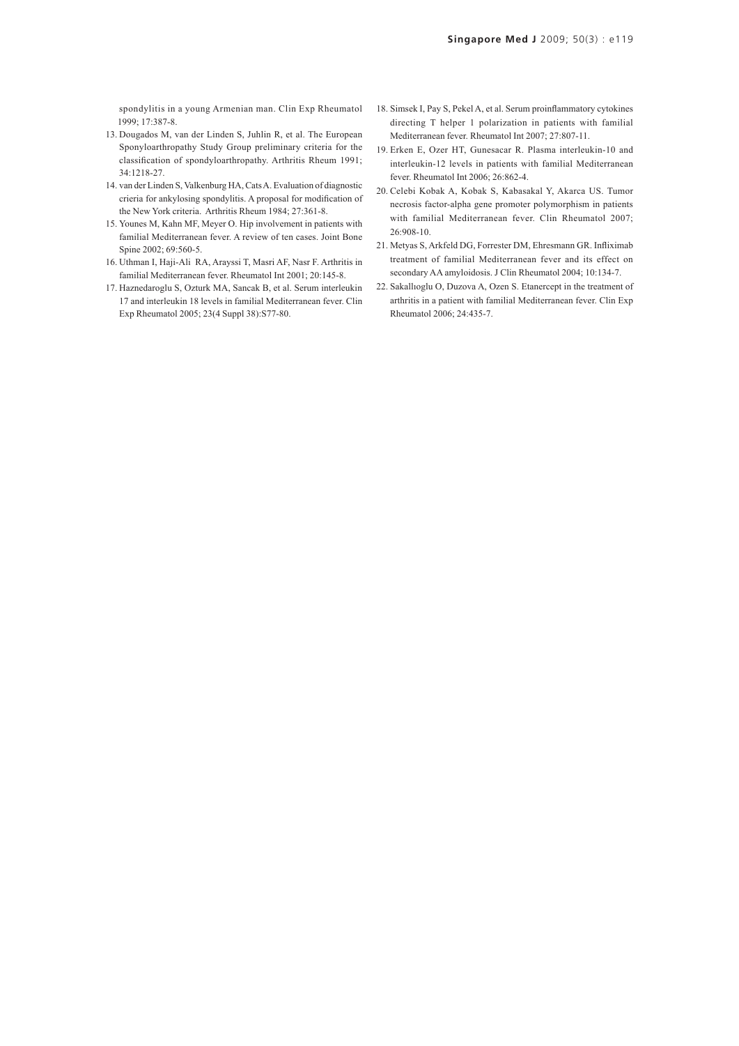spondylitis in a young Armenian man. Clin Exp Rheumatol 1999; 17:387-8.

13. Dougados M, van der Linden S, Juhlin R, et al. The European Sponyloarthropathy Study Group preliminary criteria for the classification of spondyloarthropathy. Arthritis Rheum 1991; 34:1218-27.
14. van der Linden S, Valkenburg HA, Cats A. Evaluation of diagnostic crieria for ankylosing spondylitis. A proposal for modification of the New York criteria. Arthritis Rheum 1984; 27:361-8.
15. Younes M, Kahn MF, Meyer O. Hip involvement in patients with familial Mediterranean fever. A review of ten cases. Joint Bone Spine 2002; 69:560-5.
16. Uthman I, Haji-Ali RA, Arayssi T, Masri AF, Nasr F. Arthritis in familial Mediterranean fever. Rheumatol Int 2001; 20:145-8.
17. Haznedaroglu S, Ozturk MA, Sancak B, et al. Serum interleukin 17 and interleukin 18 levels in familial Mediterranean fever. Clin Exp Rheumatol 2005; 23(4 Suppl 38):S77-80.
18. Simsek I, Pay S, Pekel A, et al. Serum proinflammatory cytokines directing T helper 1 polarization in patients with familial Mediterranean fever. Rheumatol Int 2007; 27:807-11.
19. Erken E, Ozer HT, Gunesacar R. Plasma interleukin-10 and interleukin-12 levels in patients with familial Mediterranean fever. Rheumatol Int 2006; 26:862-4.
20. Celebi Kobak A, Kobak S, Kabasakal Y, Akarca US. Tumor necrosis factor-alpha gene promoter polymorphism in patients with familial Mediterranean fever. Clin Rheumatol 2007; 26:908-10.
21. Metyas S, Arkfeld DG, Forrester DM, Ehresmann GR. Infliximab treatment of familial Mediterranean fever and its effect on secondary AA amyloidosis. J Clin Rheumatol 2004; 10:134-7.
22. Sakallıoglu O, Duzova A, Ozen S. Etanercept in the treatment of arthritis in a patient with familial Mediterranean fever. Clin Exp Rheumatol 2006; 24:435-7.